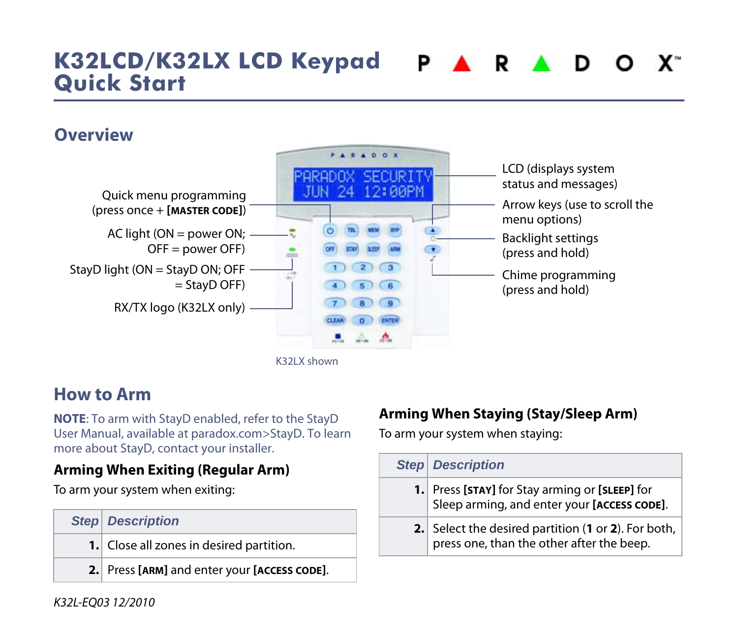# K32LCD/K32LX LCD Keypad Quick Start

PARADOX™

## Overview

Quick menu programming (press once + **[MASTER CODE]**)

AC light (ON = power ON; OFF = power OFF)

StayD light (ON = StayD ON; OFF = StayD OFF)

RX/TX logo (K32LX only)

LCD (displays system status and messages)

Arrow keys (use to scroll the menu options)

Backlight settings (press and hold)

Chime programming (press and hold)

K32LX shown

## How to Arm

**NOTE**: To arm with StayD enabled, refer to the StayD User Manual, available at paradox.com>StayD. To learn more about StayD, contact your installer.

### Arming When Exiting (Regular Arm)

To arm your system when exiting:

| *Step* | *Description* |
|---|---|
| **1.** | Close all zones in desired partition. |
| **2.** | Press **[ARM]** and enter your **[ACCESS CODE]**. |

### Arming When Staying (Stay/Sleep Arm)

To arm your system when staying:

| *Step* | *Description* |
|---|---|
| **1.** | Press **[STAY]** for Stay arming or **[SLEEP]** for Sleep arming, and enter your **[ACCESS CODE]**. |
| **2.** | Select the desired partition (**1** or **2**). For both, press one, than the other after the beep. |

*K32L-EQ03 12/2010*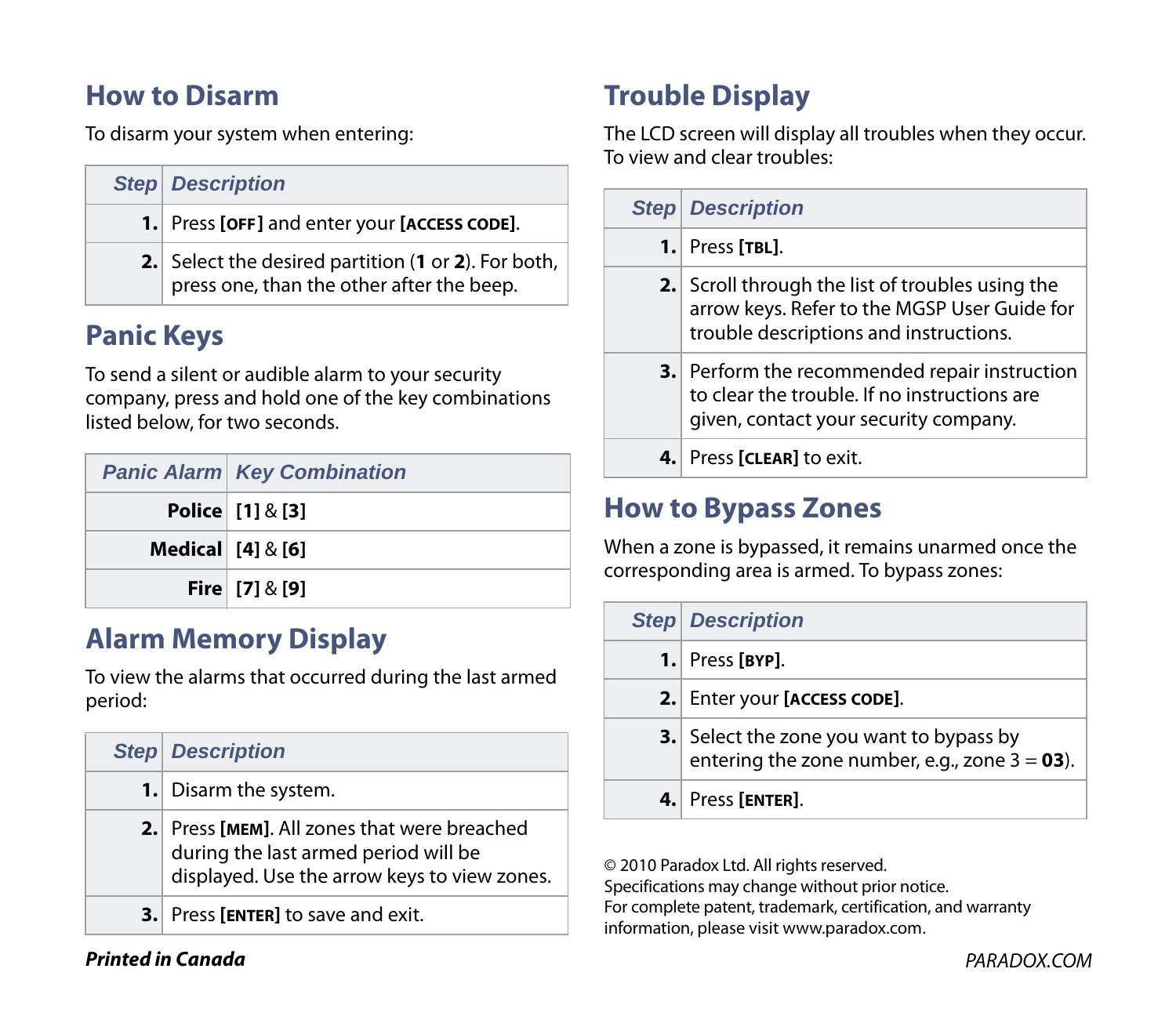## How to Disarm

To disarm your system when entering:

| Step | Description |
|---|---|
| **1.** | Press **[OFF]** and enter your **[ACCESS CODE]**. |
| **2.** | Select the desired partition (**1** or **2**). For both, press one, than the other after the beep. |

## Panic Keys

To send a silent or audible alarm to your security company, press and hold one of the key combinations listed below, for two seconds.

| Panic Alarm | Key Combination |
|---|---|
| **Police** | **[1]** & **[3]** |
| **Medical** | **[4]** & **[6]** |
| **Fire** | **[7]** & **[9]** |

## Alarm Memory Display

To view the alarms that occurred during the last armed period:

| Step | Description |
|---|---|
| **1.** | Disarm the system. |
| **2.** | Press **[MEM]**. All zones that were breached during the last armed period will be displayed. Use the arrow keys to view zones. |
| **3.** | Press **[ENTER]** to save and exit. |

***Printed in Canada***

## Trouble Display

The LCD screen will display all troubles when they occur. To view and clear troubles:

| Step | Description |
|---|---|
| **1.** | Press **[TBL]**. |
| **2.** | Scroll through the list of troubles using the arrow keys. Refer to the MGSP User Guide for trouble descriptions and instructions. |
| **3.** | Perform the recommended repair instruction to clear the trouble. If no instructions are given, contact your security company. |
| **4.** | Press **[CLEAR]** to exit. |

## How to Bypass Zones

When a zone is bypassed, it remains unarmed once the corresponding area is armed. To bypass zones:

| Step | Description |
|---|---|
| **1.** | Press **[BYP]**. |
| **2.** | Enter your **[ACCESS CODE]**. |
| **3.** | Select the zone you want to bypass by entering the zone number, e.g., zone 3 = **03**). |
| **4.** | Press **[ENTER]**. |

© 2010 Paradox Ltd. All rights reserved.
Specifications may change without prior notice.
For complete patent, trademark, certification, and warranty information, please visit www.paradox.com.

*PARADOX.COM*